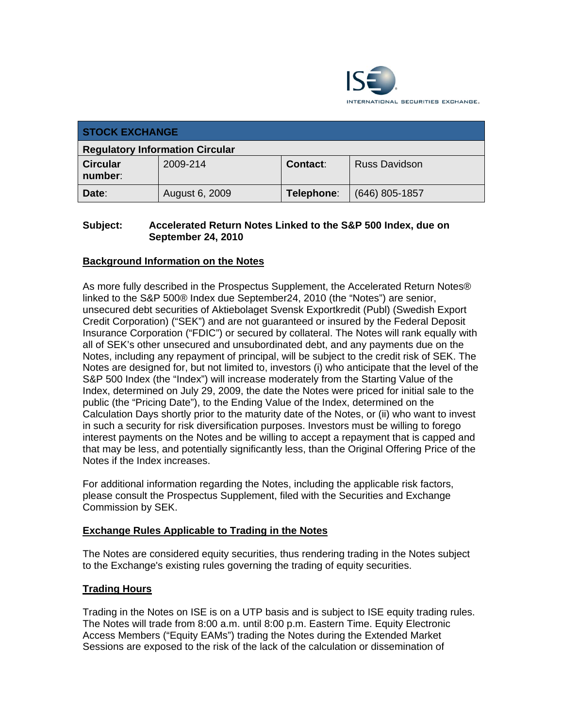| STOCK EXCHANGE | | | |
|---|---|---|---|
| **Regulatory Information Circular** | | | |
| **Circular number**: | 2009-214 | **Contact**: | Russ Davidson |
| **Date**: | August 6, 2009 | **Telephone**: | (646) 805-1857 |

**Subject: Accelerated Return Notes Linked to the S&P 500 Index, due on September 24, 2010**

## Background Information on the Notes

As more fully described in the Prospectus Supplement, the Accelerated Return Notes® linked to the S&P 500® Index due September24, 2010 (the "Notes") are senior, unsecured debt securities of Aktiebolaget Svensk Exportkredit (Publ) (Swedish Export Credit Corporation) ("SEK") and are not guaranteed or insured by the Federal Deposit Insurance Corporation ("FDIC") or secured by collateral. The Notes will rank equally with all of SEK's other unsecured and unsubordinated debt, and any payments due on the Notes, including any repayment of principal, will be subject to the credit risk of SEK. The Notes are designed for, but not limited to, investors (i) who anticipate that the level of the S&P 500 Index (the "Index") will increase moderately from the Starting Value of the Index, determined on July 29, 2009, the date the Notes were priced for initial sale to the public (the "Pricing Date"), to the Ending Value of the Index, determined on the Calculation Days shortly prior to the maturity date of the Notes, or (ii) who want to invest in such a security for risk diversification purposes. Investors must be willing to forego interest payments on the Notes and be willing to accept a repayment that is capped and that may be less, and potentially significantly less, than the Original Offering Price of the Notes if the Index increases.

For additional information regarding the Notes, including the applicable risk factors, please consult the Prospectus Supplement, filed with the Securities and Exchange Commission by SEK.

## Exchange Rules Applicable to Trading in the Notes

The Notes are considered equity securities, thus rendering trading in the Notes subject to the Exchange's existing rules governing the trading of equity securities.

## Trading Hours

Trading in the Notes on ISE is on a UTP basis and is subject to ISE equity trading rules. The Notes will trade from 8:00 a.m. until 8:00 p.m. Eastern Time. Equity Electronic Access Members ("Equity EAMs") trading the Notes during the Extended Market Sessions are exposed to the risk of the lack of the calculation or dissemination of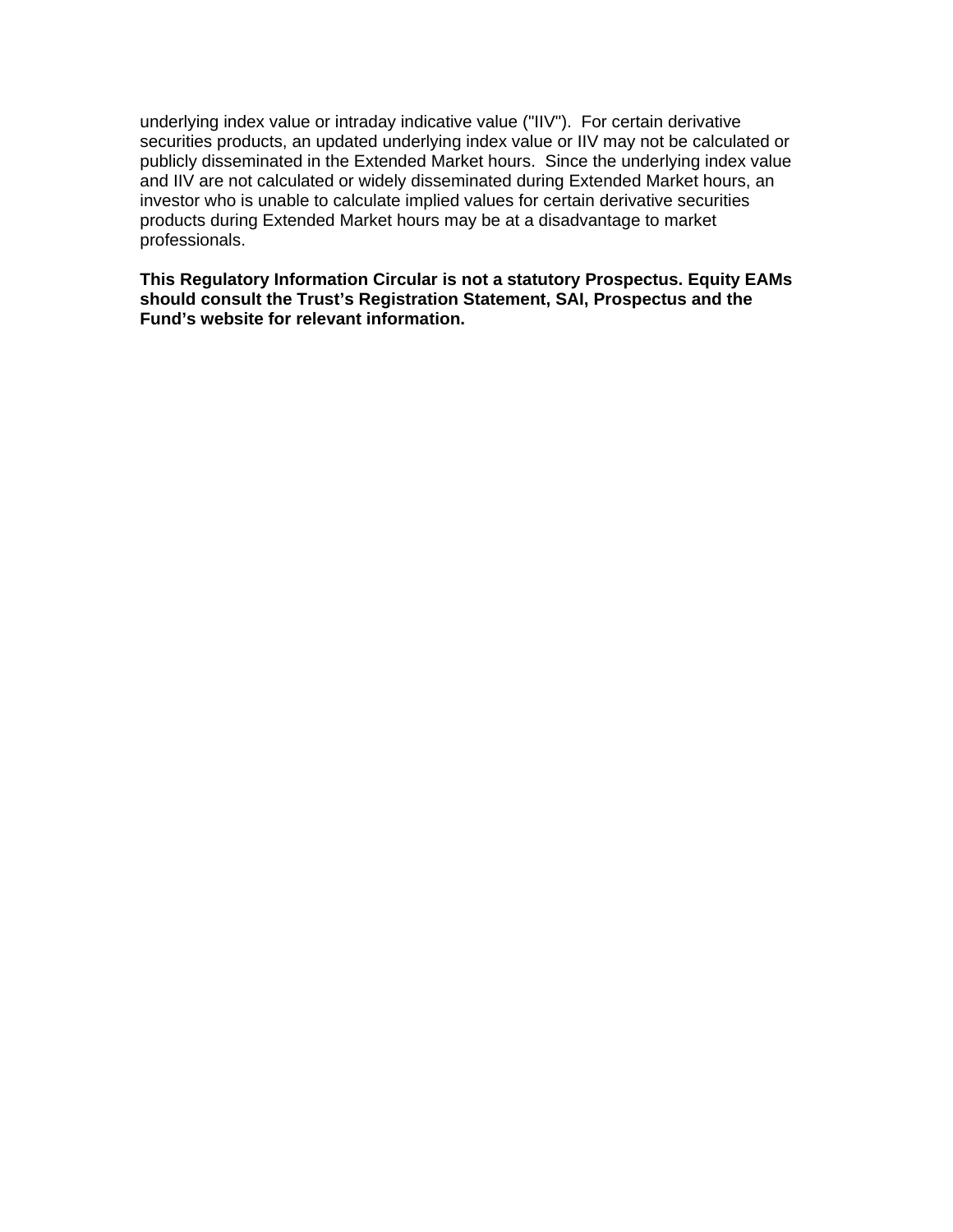underlying index value or intraday indicative value ("IIV"). For certain derivative securities products, an updated underlying index value or IIV may not be calculated or publicly disseminated in the Extended Market hours. Since the underlying index value and IIV are not calculated or widely disseminated during Extended Market hours, an investor who is unable to calculate implied values for certain derivative securities products during Extended Market hours may be at a disadvantage to market professionals.

**This Regulatory Information Circular is not a statutory Prospectus. Equity EAMs should consult the Trust's Registration Statement, SAI, Prospectus and the Fund's website for relevant information.**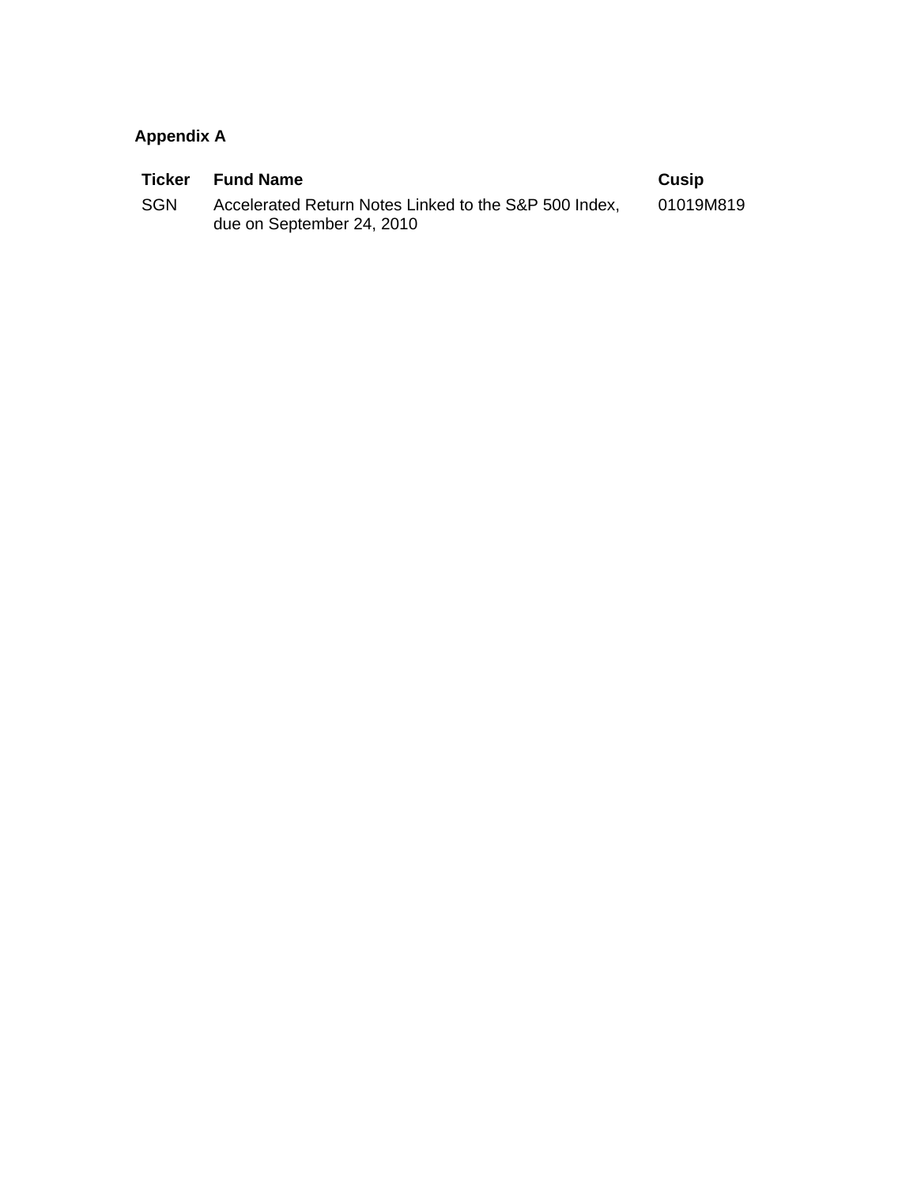## Appendix A

| Ticker | Fund Name | Cusip |
|---|---|---|
| SGN | Accelerated Return Notes Linked to the S&P 500 Index, due on September 24, 2010 | 01019M819 |